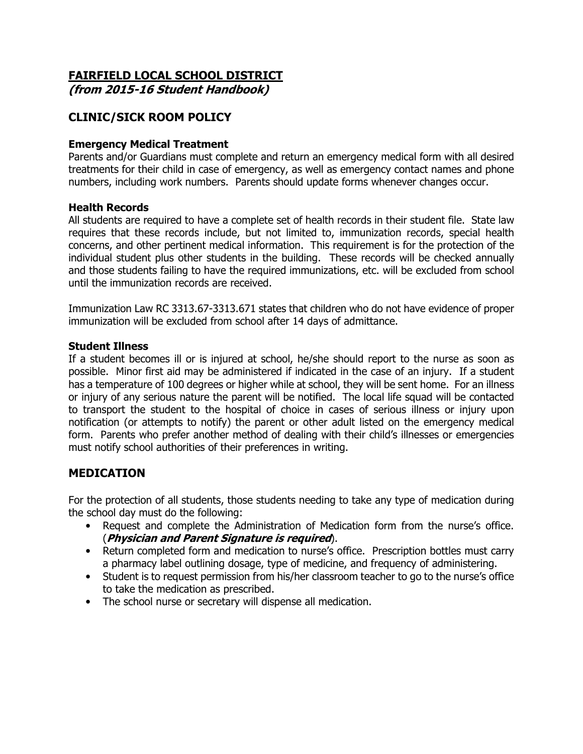# FAIRFIELD LOCAL SCHOOL DISTRICT
***(from 2015-16 Student Handbook)***

## CLINIC/SICK ROOM POLICY

### Emergency Medical Treatment

Parents and/or Guardians must complete and return an emergency medical form with all desired treatments for their child in case of emergency, as well as emergency contact names and phone numbers, including work numbers. Parents should update forms whenever changes occur.

### Health Records

All students are required to have a complete set of health records in their student file. State law requires that these records include, but not limited to, immunization records, special health concerns, and other pertinent medical information. This requirement is for the protection of the individual student plus other students in the building. These records will be checked annually and those students failing to have the required immunizations, etc. will be excluded from school until the immunization records are received.

Immunization Law RC 3313.67-3313.671 states that children who do not have evidence of proper immunization will be excluded from school after 14 days of admittance.

### Student Illness

If a student becomes ill or is injured at school, he/she should report to the nurse as soon as possible. Minor first aid may be administered if indicated in the case of an injury. If a student has a temperature of 100 degrees or higher while at school, they will be sent home. For an illness or injury of any serious nature the parent will be notified. The local life squad will be contacted to transport the student to the hospital of choice in cases of serious illness or injury upon notification (or attempts to notify) the parent or other adult listed on the emergency medical form. Parents who prefer another method of dealing with their child's illnesses or emergencies must notify school authorities of their preferences in writing.

## MEDICATION

For the protection of all students, those students needing to take any type of medication during the school day must do the following:

- Request and complete the Administration of Medication form from the nurse's office. (***Physician and Parent Signature is required***).
- Return completed form and medication to nurse's office. Prescription bottles must carry a pharmacy label outlining dosage, type of medicine, and frequency of administering.
- Student is to request permission from his/her classroom teacher to go to the nurse's office to take the medication as prescribed.
- The school nurse or secretary will dispense all medication.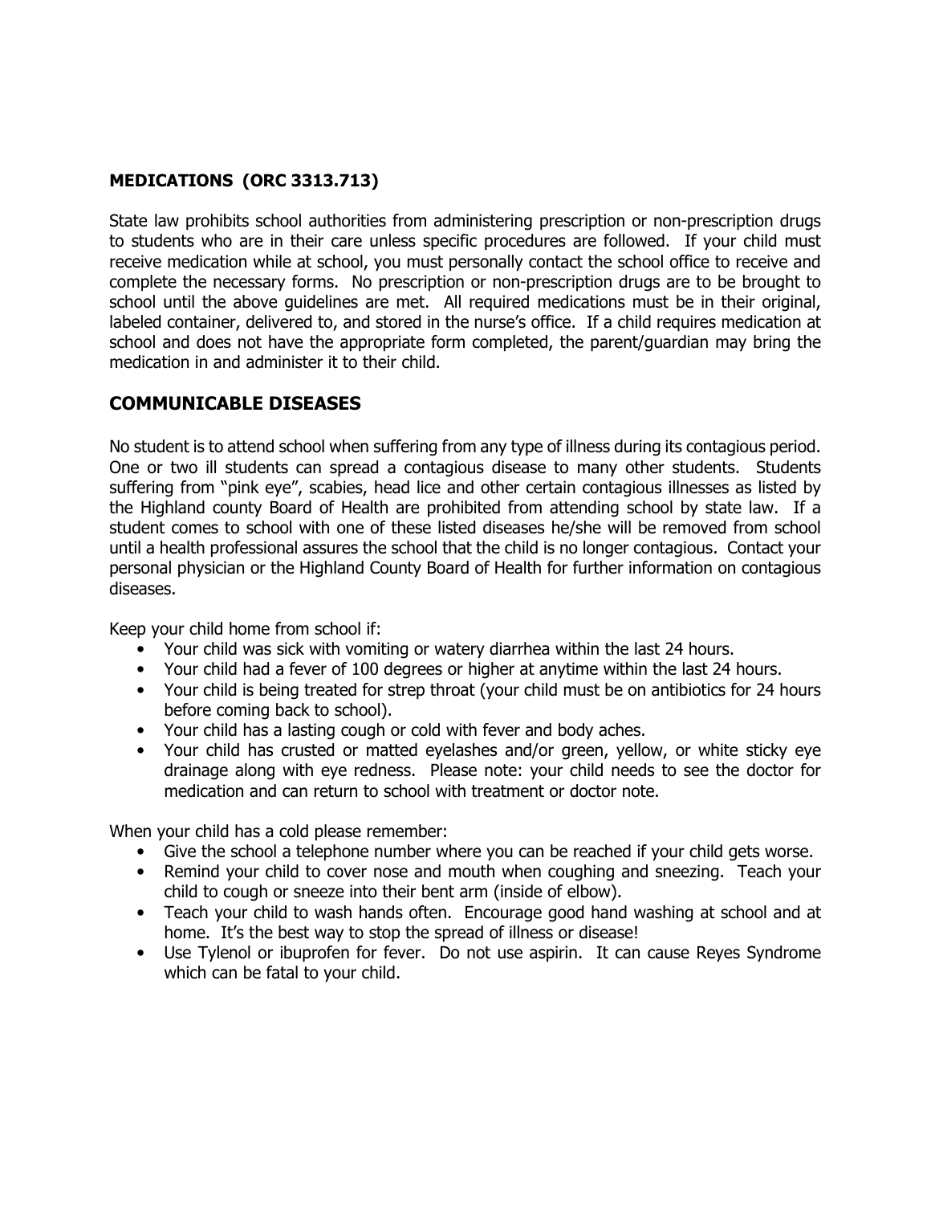**MEDICATIONS (ORC 3313.713)**

State law prohibits school authorities from administering prescription or non-prescription drugs to students who are in their care unless specific procedures are followed. If your child must receive medication while at school, you must personally contact the school office to receive and complete the necessary forms. No prescription or non-prescription drugs are to be brought to school until the above guidelines are met. All required medications must be in their original, labeled container, delivered to, and stored in the nurse's office. If a child requires medication at school and does not have the appropriate form completed, the parent/guardian may bring the medication in and administer it to their child.

## COMMUNICABLE DISEASES

No student is to attend school when suffering from any type of illness during its contagious period. One or two ill students can spread a contagious disease to many other students. Students suffering from "pink eye", scabies, head lice and other certain contagious illnesses as listed by the Highland county Board of Health are prohibited from attending school by state law. If a student comes to school with one of these listed diseases he/she will be removed from school until a health professional assures the school that the child is no longer contagious. Contact your personal physician or the Highland County Board of Health for further information on contagious diseases.

Keep your child home from school if:

- Your child was sick with vomiting or watery diarrhea within the last 24 hours.
- Your child had a fever of 100 degrees or higher at anytime within the last 24 hours.
- Your child is being treated for strep throat (your child must be on antibiotics for 24 hours before coming back to school).
- Your child has a lasting cough or cold with fever and body aches.
- Your child has crusted or matted eyelashes and/or green, yellow, or white sticky eye drainage along with eye redness. Please note: your child needs to see the doctor for medication and can return to school with treatment or doctor note.

When your child has a cold please remember:

- Give the school a telephone number where you can be reached if your child gets worse.
- Remind your child to cover nose and mouth when coughing and sneezing. Teach your child to cough or sneeze into their bent arm (inside of elbow).
- Teach your child to wash hands often. Encourage good hand washing at school and at home. It's the best way to stop the spread of illness or disease!
- Use Tylenol or ibuprofen for fever. Do not use aspirin. It can cause Reyes Syndrome which can be fatal to your child.